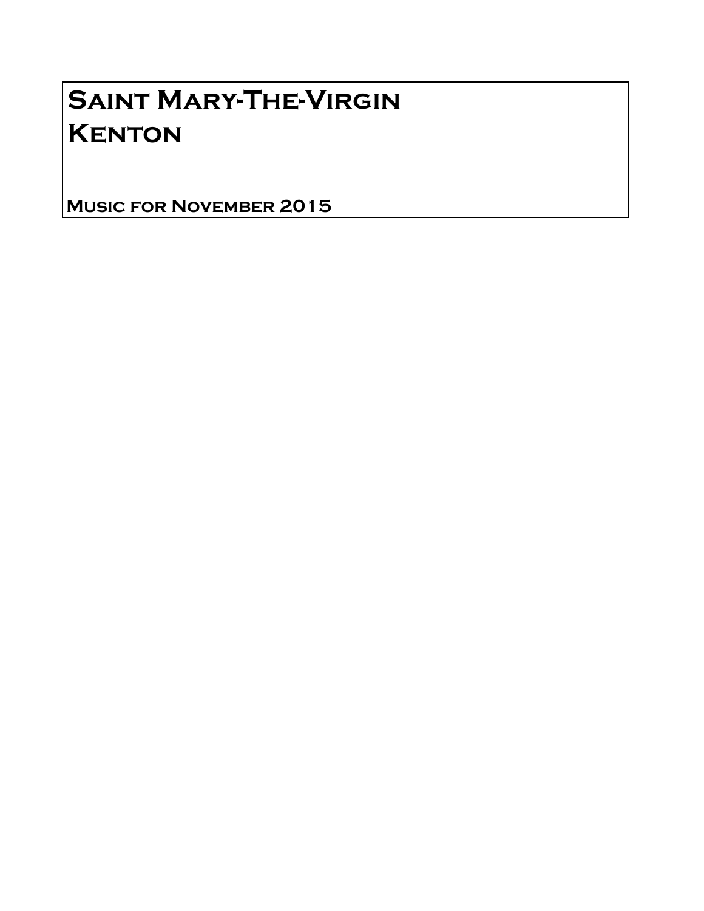# Saint Mary-The-Virgin
# Kenton

**Music for November 2015**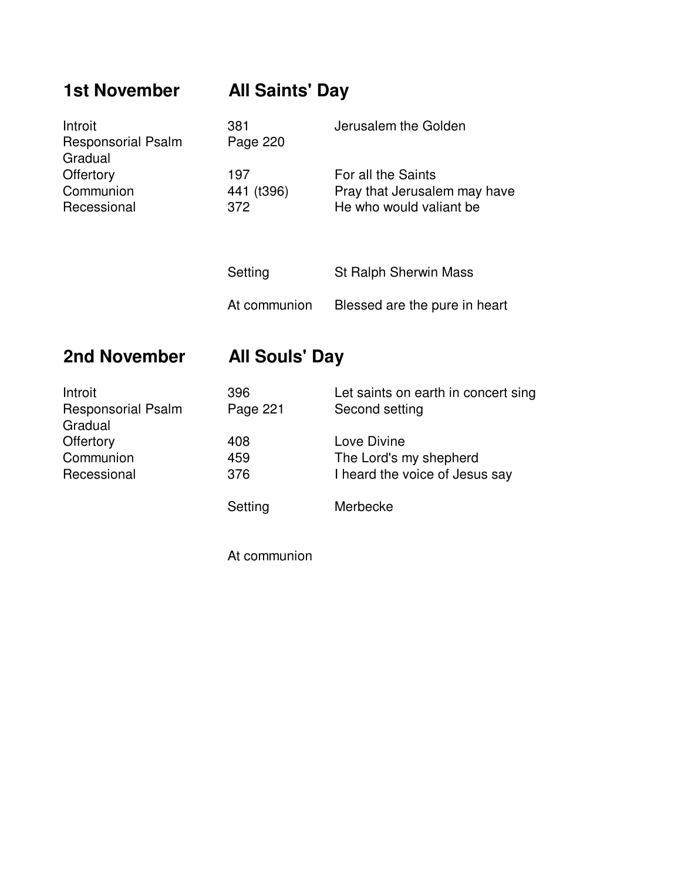## 1st November — All Saints' Day

| | | |
|---|---|---|
| Introit | 381 | Jerusalem the Golden |
| Responsorial Psalm | Page 220 | |
| Gradual | | |
| Offertory | 197 | For all the Saints |
| Communion | 441 (t396) | Pray that Jerusalem may have |
| Recessional | 372 | He who would valiant be |
| | Setting | St Ralph Sherwin Mass |
| | At communion | Blessed are the pure in heart |

## 2nd November — All Souls' Day

| | | |
|---|---|---|
| Introit | 396 | Let saints on earth in concert sing |
| Responsorial Psalm | Page 221 | Second setting |
| Gradual | | |
| Offertory | 408 | Love Divine |
| Communion | 459 | The Lord's my shepherd |
| Recessional | 376 | I heard the voice of Jesus say |
| | Setting | Merbecke |
| | At communion | |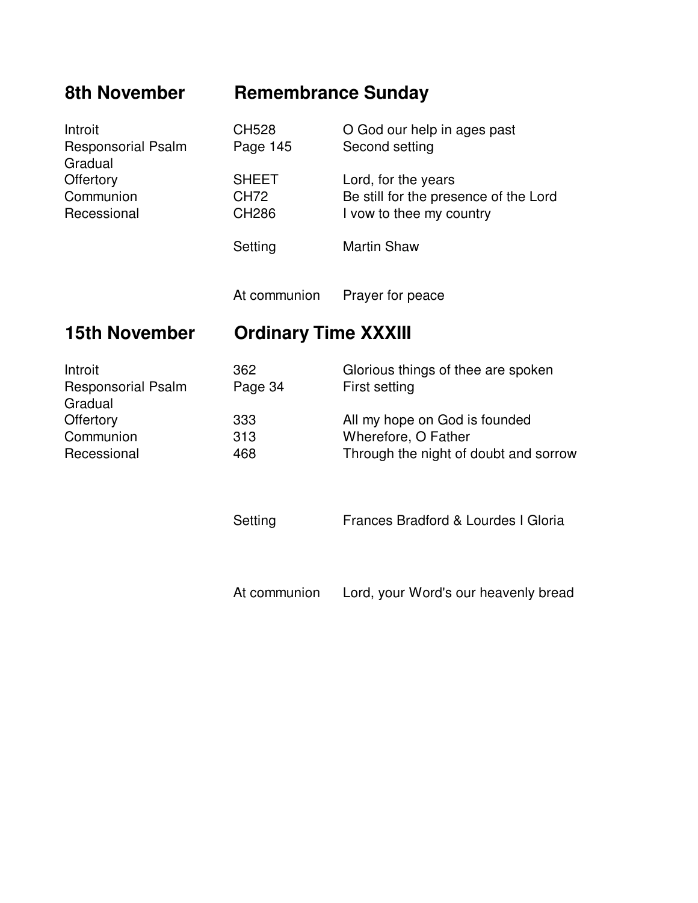## 8th November — Remembrance Sunday

| | | |
|---|---|---|
| Introit | CH528 | O God our help in ages past |
| Responsorial Psalm | Page 145 | Second setting |
| Gradual | | |
| Offertory | SHEET | Lord, for the years |
| Communion | CH72 | Be still for the presence of the Lord |
| Recessional | CH286 | I vow to thee my country |
| | Setting | Martin Shaw |
| | At communion | Prayer for peace |

## 15th November — Ordinary Time XXXIII

| | | |
|---|---|---|
| Introit | 362 | Glorious things of thee are spoken |
| Responsorial Psalm | Page 34 | First setting |
| Gradual | | |
| Offertory | 333 | All my hope on God is founded |
| Communion | 313 | Wherefore, O Father |
| Recessional | 468 | Through the night of doubt and sorrow |
| | Setting | Frances Bradford & Lourdes I Gloria |
| | At communion | Lord, your Word's our heavenly bread |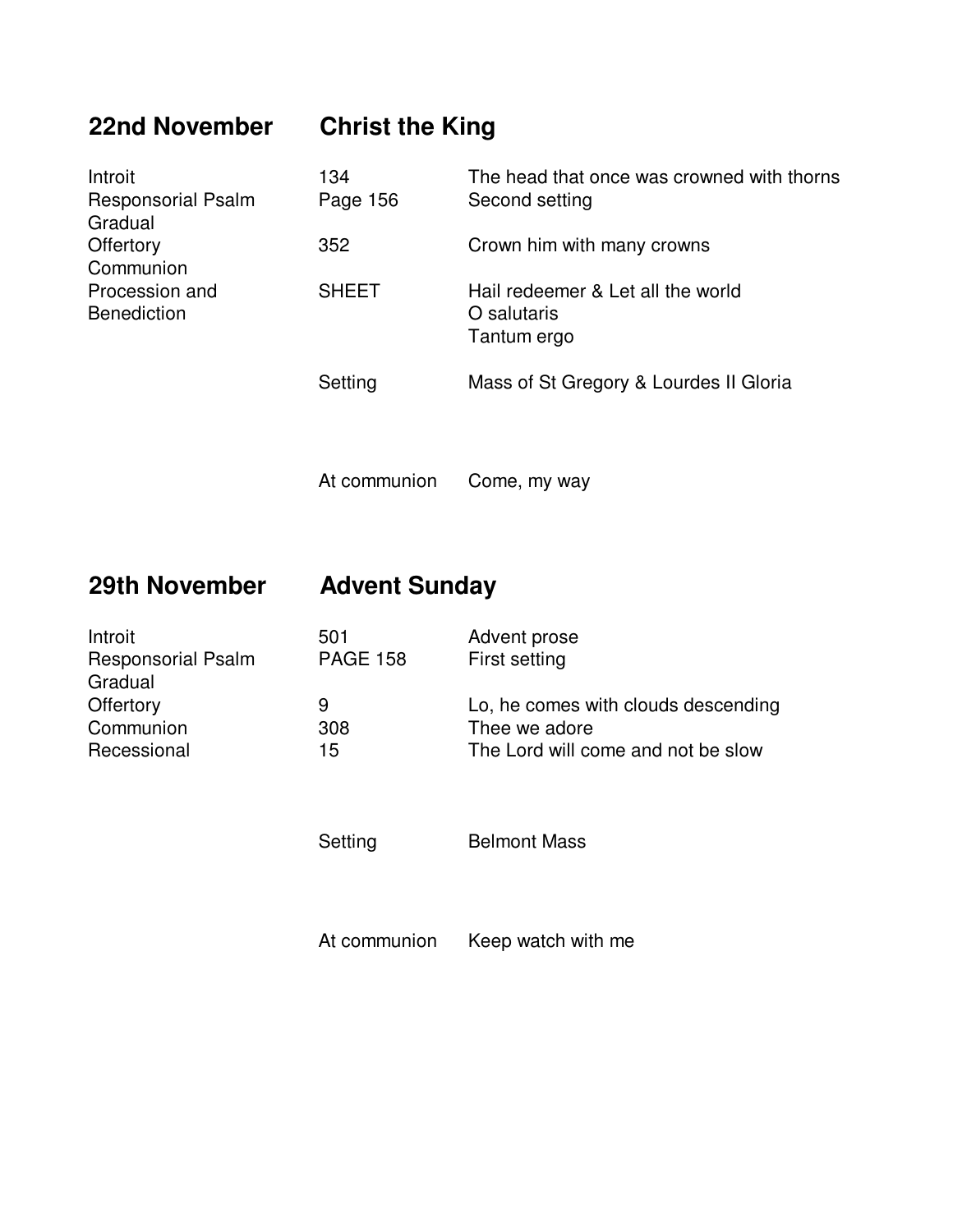## 22nd November — Christ the King

| | | |
|---|---|---|
| Introit | 134 | The head that once was crowned with thorns |
| Responsorial Psalm | Page 156 | Second setting |
| Gradual | | |
| Offertory | 352 | Crown him with many crowns |
| Communion | | |
| Procession and Benediction | SHEET | Hail redeemer & Let all the world<br>O salutaris<br>Tantum ergo |
| | Setting | Mass of St Gregory & Lourdes II Gloria |
| | At communion | Come, my way |

## 29th November — Advent Sunday

| | | |
|---|---|---|
| Introit | 501 | Advent prose |
| Responsorial Psalm | PAGE 158 | First setting |
| Gradual | | |
| Offertory | 9 | Lo, he comes with clouds descending |
| Communion | 308 | Thee we adore |
| Recessional | 15 | The Lord will come and not be slow |
| | Setting | Belmont Mass |
| | At communion | Keep watch with me |